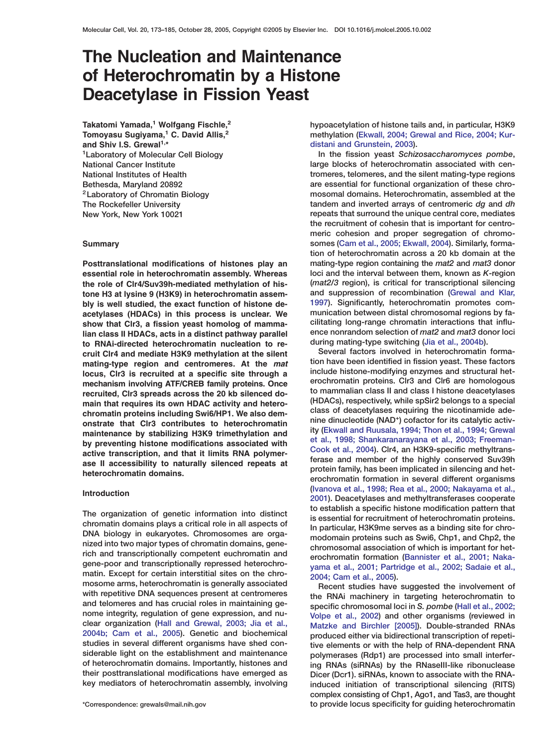# The Nucleation and Maintenance of Heterochromatin by a Histone Deacetylase in Fission Yeast

**Takatomi Yamada,[1] Wolfgang Fischle,[2] Tomoyasu Sugiyama,[1] C. David Allis,[2] and Shiv I.S. Grewal[1,*]**

[1]Laboratory of Molecular Cell Biology
National Cancer Institute
National Institutes of Health
Bethesda, Maryland 20892
[2]Laboratory of Chromatin Biology
The Rockefeller University
New York, New York 10021

## Summary

**Posttranslational modifications of histones play an essential role in heterochromatin assembly. Whereas the role of Clr4/Suv39h-mediated methylation of histone H3 at lysine 9 (H3K9) in heterochromatin assembly is well studied, the exact function of histone deacetylases (HDACs) in this process is unclear. We show that Clr3, a fission yeast homolog of mammalian class II HDACs, acts in a distinct pathway parallel to RNAi-directed heterochromatin nucleation to recruit Clr4 and mediate H3K9 methylation at the silent mating-type region and centromeres. At the *mat* locus, Clr3 is recruited at a specific site through a mechanism involving ATF/CREB family proteins. Once recruited, Clr3 spreads across the 20 kb silenced domain that requires its own HDAC activity and heterochromatin proteins including Swi6/HP1. We also demonstrate that Clr3 contributes to heterochromatin maintenance by stabilizing H3K9 trimethylation and by preventing histone modifications associated with active transcription, and that it limits RNA polymerase II accessibility to naturally silenced repeats at heterochromatin domains.**

## Introduction

The organization of genetic information into distinct chromatin domains plays a critical role in all aspects of DNA biology in eukaryotes. Chromosomes are organized into two major types of chromatin domains, gene-rich and transcriptionally competent euchromatin and gene-poor and transcriptionally repressed heterochromatin. Except for certain interstitial sites on the chromosome arms, heterochromatin is generally associated with repetitive DNA sequences present at centromeres and telomeres and has crucial roles in maintaining genome integrity, regulation of gene expression, and nuclear organization (Hall and Grewal, 2003; Jia et al., 2004b; Cam et al., 2005). Genetic and biochemical studies in several different organisms have shed considerable light on the establishment and maintenance of heterochromatin domains. Importantly, histones and their posttranslational modifications have emerged as key mediators of heterochromatin assembly, involving hypoacetylation of histone tails and, in particular, H3K9 methylation (Ekwall, 2004; Grewal and Rice, 2004; Kurdistani and Grunstein, 2003).

In the fission yeast *Schizosaccharomyces pombe*, large blocks of heterochromatin associated with centromeres, telomeres, and the silent mating-type regions are essential for functional organization of these chromosomal domains. Heterochromatin, assembled at the tandem and inverted arrays of centromeric *dg* and *dh* repeats that surround the unique central core, mediates the recruitment of cohesin that is important for centromeric cohesion and proper segregation of chromosomes (Cam et al., 2005; Ekwall, 2004). Similarly, formation of heterochromatin across a 20 kb domain at the mating-type region containing the *mat2* and *mat3* donor loci and the interval between them, known as *K*-region (*mat2/3* region), is critical for transcriptional silencing and suppression of recombination (Grewal and Klar, 1997). Significantly, heterochromatin promotes communication between distal chromosomal regions by facilitating long-range chromatin interactions that influence nonrandom selection of *mat2* and *mat3* donor loci during mating-type switching (Jia et al., 2004b).

Several factors involved in heterochromatin formation have been identified in fission yeast. These factors include histone-modifying enzymes and structural heterochromatin proteins. Clr3 and Clr6 are homologous to mammalian class II and class I histone deacetylases (HDACs), respectively, while spSir2 belongs to a special class of deacetylases requiring the nicotinamide adenine dinucleotide ($NAD^+$) cofactor for its catalytic activity (Ekwall and Ruusala, 1994; Thon et al., 1994; Grewal et al., 1998; Shankaranarayana et al., 2003; Freeman-Cook et al., 2004). Clr4, an H3K9-specific methyltransferase and member of the highly conserved Suv39h protein family, has been implicated in silencing and heterochromatin formation in several different organisms (Ivanova et al., 1998; Rea et al., 2000; Nakayama et al., 2001). Deacetylases and methyltransferases cooperate to establish a specific histone modification pattern that is essential for recruitment of heterochromatin proteins. In particular, H3K9me serves as a binding site for chromodomain proteins such as Swi6, Chp1, and Chp2, the chromosomal association of which is important for heterochromatin formation (Bannister et al., 2001; Nakayama et al., 2001; Partridge et al., 2002; Sadaie et al., 2004; Cam et al., 2005).

Recent studies have suggested the involvement of the RNAi machinery in targeting heterochromatin to specific chromosomal loci in *S. pombe* (Hall et al., 2002; Volpe et al., 2002) and other organisms (reviewed in Matzke and Birchler [2005]). Double-stranded RNAs produced either via bidirectional transcription of repetitive elements or with the help of RNA-dependent RNA polymerases (Rdp1) are processed into small interfering RNAs (siRNAs) by the RNaseIII-like ribonuclease Dicer (Dcr1). siRNAs, known to associate with the RNA-induced initiation of transcriptional silencing (RITS) complex consisting of Chp1, Ago1, and Tas3, are thought to provide locus specificity for guiding heterochromatin

*Correspondence: grewals@mail.nih.gov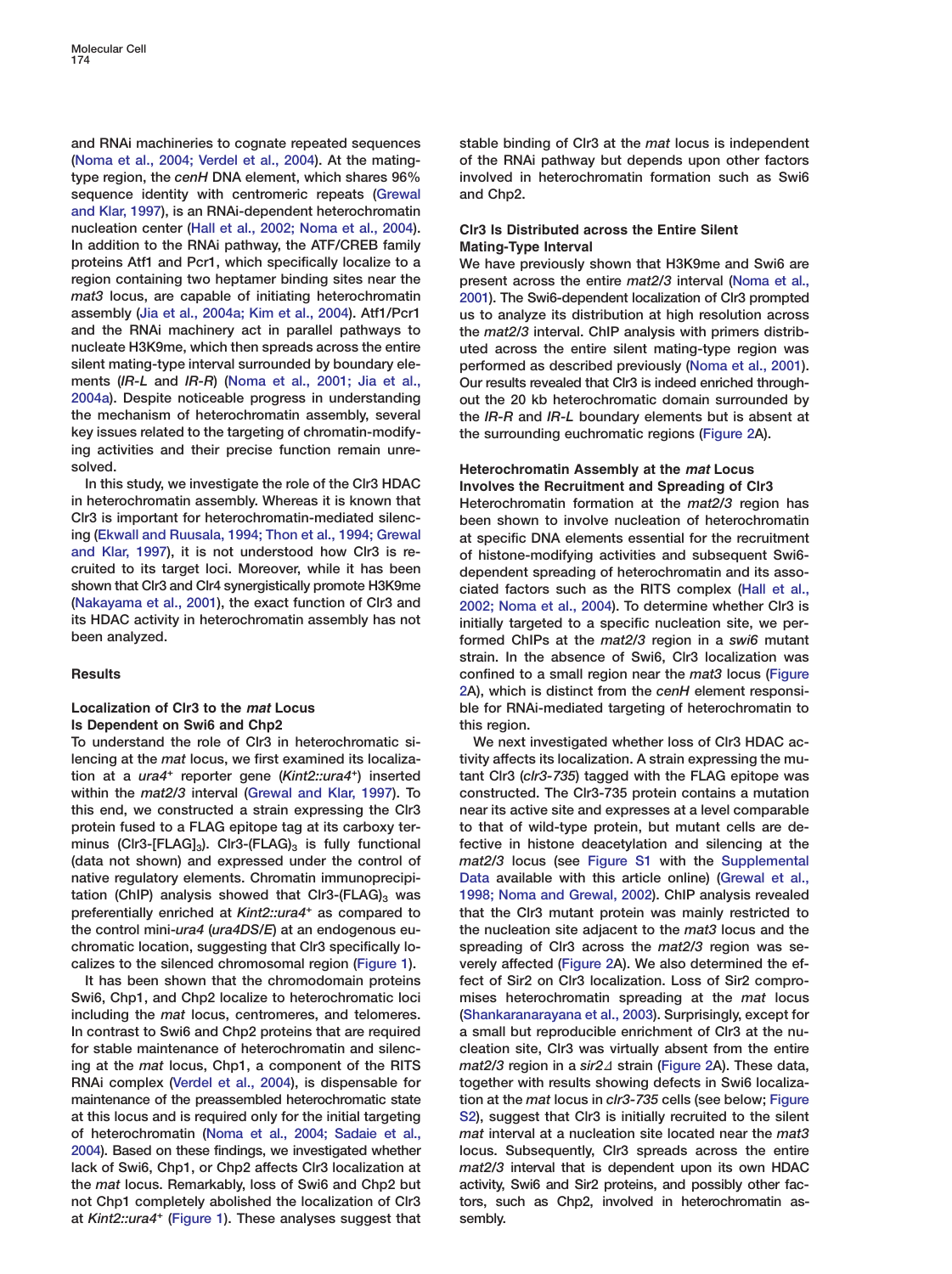and RNAi machineries to cognate repeated sequences (Noma et al., 2004; Verdel et al., 2004). At the mating-type region, the *cenH* DNA element, which shares 96% sequence identity with centromeric repeats (Grewal and Klar, 1997), is an RNAi-dependent heterochromatin nucleation center (Hall et al., 2002; Noma et al., 2004). In addition to the RNAi pathway, the ATF/CREB family proteins Atf1 and Pcr1, which specifically localize to a region containing two heptamer binding sites near the *mat3* locus, are capable of initiating heterochromatin assembly (Jia et al., 2004a; Kim et al., 2004). Atf1/Pcr1 and the RNAi machinery act in parallel pathways to nucleate H3K9me, which then spreads across the entire silent mating-type interval surrounded by boundary elements (*IR-L* and *IR-R*) (Noma et al., 2001; Jia et al., 2004a). Despite noticeable progress in understanding the mechanism of heterochromatin assembly, several key issues related to the targeting of chromatin-modifying activities and their precise function remain unresolved.

In this study, we investigate the role of the Clr3 HDAC in heterochromatin assembly. Whereas it is known that Clr3 is important for heterochromatin-mediated silencing (Ekwall and Ruusala, 1994; Thon et al., 1994; Grewal and Klar, 1997), it is not understood how Clr3 is recruited to its target loci. Moreover, while it has been shown that Clr3 and Clr4 synergistically promote H3K9me (Nakayama et al., 2001), the exact function of Clr3 and its HDAC activity in heterochromatin assembly has not been analyzed.

## Results

### Localization of Clr3 to the *mat* Locus Is Dependent on Swi6 and Chp2

To understand the role of Clr3 in heterochromatic silencing at the *mat* locus, we first examined its localization at a *ura4*+ reporter gene (*Kint2::ura4*+) inserted within the *mat2/3* interval (Grewal and Klar, 1997). To this end, we constructed a strain expressing the Clr3 protein fused to a FLAG epitope tag at its carboxy terminus (Clr3-[FLAG]$_3$). Clr3-(FLAG)$_3$ is fully functional (data not shown) and expressed under the control of native regulatory elements. Chromatin immunoprecipitation (ChIP) analysis showed that Clr3-(FLAG)$_3$ was preferentially enriched at *Kint2::ura4*+ as compared to the control mini-*ura4* (*ura4DS/E*) at an endogenous euchromatic location, suggesting that Clr3 specifically localizes to the silenced chromosomal region (Figure 1).

It has been shown that the chromodomain proteins Swi6, Chp1, and Chp2 localize to heterochromatic loci including the *mat* locus, centromeres, and telomeres. In contrast to Swi6 and Chp2 proteins that are required for stable maintenance of heterochromatin and silencing at the *mat* locus, Chp1, a component of the RITS RNAi complex (Verdel et al., 2004), is dispensable for maintenance of the preassembled heterochromatic state at this locus and is required only for the initial targeting of heterochromatin (Noma et al., 2004; Sadaie et al., 2004). Based on these findings, we investigated whether lack of Swi6, Chp1, or Chp2 affects Clr3 localization at the *mat* locus. Remarkably, loss of Swi6 and Chp2 but not Chp1 completely abolished the localization of Clr3 at *Kint2::ura4*+ (Figure 1). These analyses suggest that stable binding of Clr3 at the *mat* locus is independent of the RNAi pathway but depends upon other factors involved in heterochromatin formation such as Swi6 and Chp2.

### Clr3 Is Distributed across the Entire Silent Mating-Type Interval

We have previously shown that H3K9me and Swi6 are present across the entire *mat2/3* interval (Noma et al., 2001). The Swi6-dependent localization of Clr3 prompted us to analyze its distribution at high resolution across the *mat2/3* interval. ChIP analysis with primers distributed across the entire silent mating-type region was performed as described previously (Noma et al., 2001). Our results revealed that Clr3 is indeed enriched throughout the 20 kb heterochromatic domain surrounded by the *IR-R* and *IR-L* boundary elements but is absent at the surrounding euchromatic regions (Figure 2A).

### Heterochromatin Assembly at the *mat* Locus Involves the Recruitment and Spreading of Clr3

Heterochromatin formation at the *mat2/3* region has been shown to involve nucleation of heterochromatin at specific DNA elements essential for the recruitment of histone-modifying activities and subsequent Swi6-dependent spreading of heterochromatin and its associated factors such as the RITS complex (Hall et al., 2002; Noma et al., 2004). To determine whether Clr3 is initially targeted to a specific nucleation site, we performed ChIPs at the *mat2/3* region in a *swi6* mutant strain. In the absence of Swi6, Clr3 localization was confined to a small region near the *mat3* locus (Figure 2A), which is distinct from the *cenH* element responsible for RNAi-mediated targeting of heterochromatin to this region.

We next investigated whether loss of Clr3 HDAC activity affects its localization. A strain expressing the mutant Clr3 (*clr3-735*) tagged with the FLAG epitope was constructed. The Clr3-735 protein contains a mutation near its active site and expresses at a level comparable to that of wild-type protein, but mutant cells are defective in histone deacetylation and silencing at the *mat2/3* locus (see Figure S1 with the Supplemental Data available with this article online) (Grewal et al., 1998; Noma and Grewal, 2002). ChIP analysis revealed that the Clr3 mutant protein was mainly restricted to the nucleation site adjacent to the *mat3* locus and the spreading of Clr3 across the *mat2/3* region was severely affected (Figure 2A). We also determined the effect of Sir2 on Clr3 localization. Loss of Sir2 compromises heterochromatin spreading at the *mat* locus (Shankaranarayana et al., 2003). Surprisingly, except for a small but reproducible enrichment of Clr3 at the nucleation site, Clr3 was virtually absent from the entire *mat2/3* region in a *sir2Δ* strain (Figure 2A). These data, together with results showing defects in Swi6 localization at the *mat* locus in *clr3-735* cells (see below; Figure S2), suggest that Clr3 is initially recruited to the silent *mat* interval at a nucleation site located near the *mat3* locus. Subsequently, Clr3 spreads across the entire *mat2/3* interval that is dependent upon its own HDAC activity, Swi6 and Sir2 proteins, and possibly other factors, such as Chp2, involved in heterochromatin assembly.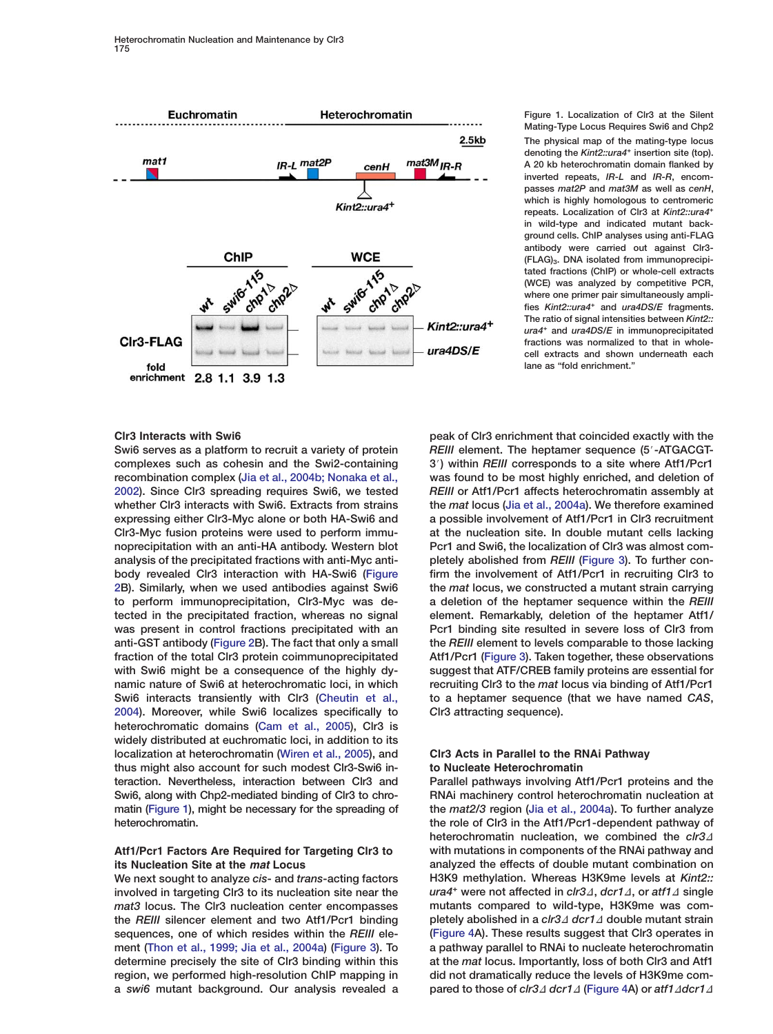Figure 1. Localization of Clr3 at the Silent Mating-Type Locus Requires Swi6 and Chp2

The physical map of the mating-type locus denoting the *Kint2::ura4*$^{+}$ insertion site (top). A 20 kb heterochromatin domain flanked by inverted repeats, *IR-L* and *IR-R*, encompasses *mat2P* and *mat3M* as well as *cenH*, which is highly homologous to centromeric repeats. Localization of Clr3 at *Kint2::ura4*$^{+}$ in wild-type and indicated mutant background cells. ChIP analyses using anti-FLAG antibody were carried out against Clr3-(FLAG)$_3$. DNA isolated from immunoprecipitated fractions (ChIP) or whole-cell extracts (WCE) was analyzed by competitive PCR, where one primer pair simultaneously amplifies *Kint2::ura4*$^{+}$ and *ura4DS/E* fragments. The ratio of signal intensities between *Kint2::ura4*$^{+}$ and *ura4DS/E* in immunoprecipitated fractions was normalized to that in whole-cell extracts and shown underneath each lane as "fold enrichment."

### Clr3 Interacts with Swi6

Swi6 serves as a platform to recruit a variety of protein complexes such as cohesin and the Swi2-containing recombination complex (Jia et al., 2004b; Nonaka et al., 2002). Since Clr3 spreading requires Swi6, we tested whether Clr3 interacts with Swi6. Extracts from strains expressing either Clr3-Myc alone or both HA-Swi6 and Clr3-Myc fusion proteins were used to perform immunoprecipitation with an anti-HA antibody. Western blot analysis of the precipitated fractions with anti-Myc antibody revealed Clr3 interaction with HA-Swi6 (Figure 2B). Similarly, when we used antibodies against Swi6 to perform immunoprecipitation, Clr3-Myc was detected in the precipitated fraction, whereas no signal was present in control fractions precipitated with an anti-GST antibody (Figure 2B). The fact that only a small fraction of the total Clr3 protein coimmunoprecipitated with Swi6 might be a consequence of the highly dynamic nature of Swi6 at heterochromatic loci, in which Swi6 interacts transiently with Clr3 (Cheutin et al., 2004). Moreover, while Swi6 localizes specifically to heterochromatic domains (Cam et al., 2005), Clr3 is widely distributed at euchromatic loci, in addition to its localization at heterochromatin (Wiren et al., 2005), and thus might also account for such modest Clr3-Swi6 interaction. Nevertheless, interaction between Clr3 and Swi6, along with Chp2-mediated binding of Clr3 to chromatin (Figure 1), might be necessary for the spreading of heterochromatin.

### Atf1/Pcr1 Factors Are Required for Targeting Clr3 to its Nucleation Site at the *mat* Locus

We next sought to analyze *cis*- and *trans*-acting factors involved in targeting Clr3 to its nucleation site near the *mat3* locus. The Clr3 nucleation center encompasses the *REIII* silencer element and two Atf1/Pcr1 binding sequences, one of which resides within the *REIII* element (Thon et al., 1999; Jia et al., 2004a) (Figure 3). To determine precisely the site of Clr3 binding within this region, we performed high-resolution ChIP mapping in a *swi6* mutant background. Our analysis revealed a peak of Clr3 enrichment that coincided exactly with the *REIII* element. The heptamer sequence (5′-ATGACGT-3′) within *REIII* corresponds to a site where Atf1/Pcr1 was found to be most highly enriched, and deletion of *REIII* or Atf1/Pcr1 affects heterochromatin assembly at the *mat* locus (Jia et al., 2004a). We therefore examined a possible involvement of Atf1/Pcr1 in Clr3 recruitment at the nucleation site. In double mutant cells lacking Pcr1 and Swi6, the localization of Clr3 was almost completely abolished from *REIII* (Figure 3). To further confirm the involvement of Atf1/Pcr1 in recruiting Clr3 to the *mat* locus, we constructed a mutant strain carrying a deletion of the heptamer sequence within the *REIII* element. Remarkably, deletion of the heptamer Atf1/Pcr1 binding site resulted in severe loss of Clr3 from the *REIII* element to levels comparable to those lacking Atf1/Pcr1 (Figure 3). Taken together, these observations suggest that ATF/CREB family proteins are essential for recruiting Clr3 to the *mat* locus via binding of Atf1/Pcr1 to a heptamer sequence (that we have named *CAS*, Clr3 attracting sequence).

### Clr3 Acts in Parallel to the RNAi Pathway to Nucleate Heterochromatin

Parallel pathways involving Atf1/Pcr1 proteins and the RNAi machinery control heterochromatin nucleation at the *mat2/3* region (Jia et al., 2004a). To further analyze the role of Clr3 in the Atf1/Pcr1-dependent pathway of heterochromatin nucleation, we combined the *clr3Δ* with mutations in components of the RNAi pathway and analyzed the effects of double mutant combination on H3K9 methylation. Whereas H3K9me levels at *Kint2::ura4*$^{+}$ were not affected in *clr3Δ*, *dcr1Δ*, or *atf1Δ* single mutants compared to wild-type, H3K9me was completely abolished in a *clr3Δ dcr1Δ* double mutant strain (Figure 4A). These results suggest that Clr3 operates in a pathway parallel to RNAi to nucleate heterochromatin at the *mat* locus. Importantly, loss of both Clr3 and Atf1 did not dramatically reduce the levels of H3K9me compared to those of *clr3Δ dcr1Δ* (Figure 4A) or *atf1Δdcr1Δ*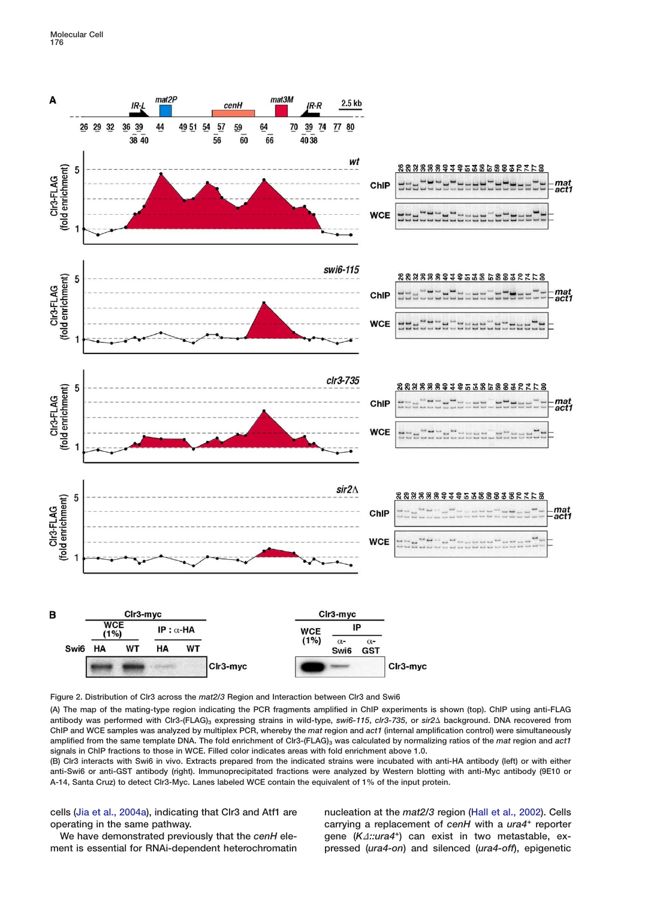Figure 2. Distribution of Clr3 across the *mat2/3* Region and Interaction between Clr3 and Swi6

(A) The map of the mating-type region indicating the PCR fragments amplified in ChIP experiments is shown (top). ChIP using anti-FLAG antibody was performed with Clr3-(FLAG)$_3$ expressing strains in wild-type, *swi6-115*, *clr3-735*, or *sir2Δ* background. DNA recovered from ChIP and WCE samples was analyzed by multiplex PCR, whereby the *mat* region and *act1* (internal amplification control) were simultaneously amplified from the same template DNA. The fold enrichment of Clr3-(FLAG)$_3$ was calculated by normalizing ratios of the *mat* region and *act1* signals in ChIP fractions to those in WCE. Filled color indicates areas with fold enrichment above 1.0.

(B) Clr3 interacts with Swi6 in vivo. Extracts prepared from the indicated strains were incubated with anti-HA antibody (left) or with either anti-Swi6 or anti-GST antibody (right). Immunoprecipitated fractions were analyzed by Western blotting with anti-Myc antibody (9E10 or A-14, Santa Cruz) to detect Clr3-Myc. Lanes labeled WCE contain the equivalent of 1% of the input protein.

cells (Jia et al., 2004a), indicating that Clr3 and Atf1 are operating in the same pathway.

We have demonstrated previously that the *cenH* element is essential for RNAi-dependent heterochromatin nucleation at the *mat2/3* region (Hall et al., 2002). Cells carrying a replacement of *cenH* with a *ura4*$^+$ reporter gene (*KΔ::ura4*$^+$) can exist in two metastable, expressed (*ura4-on*) and silenced (*ura4-off*), epigenetic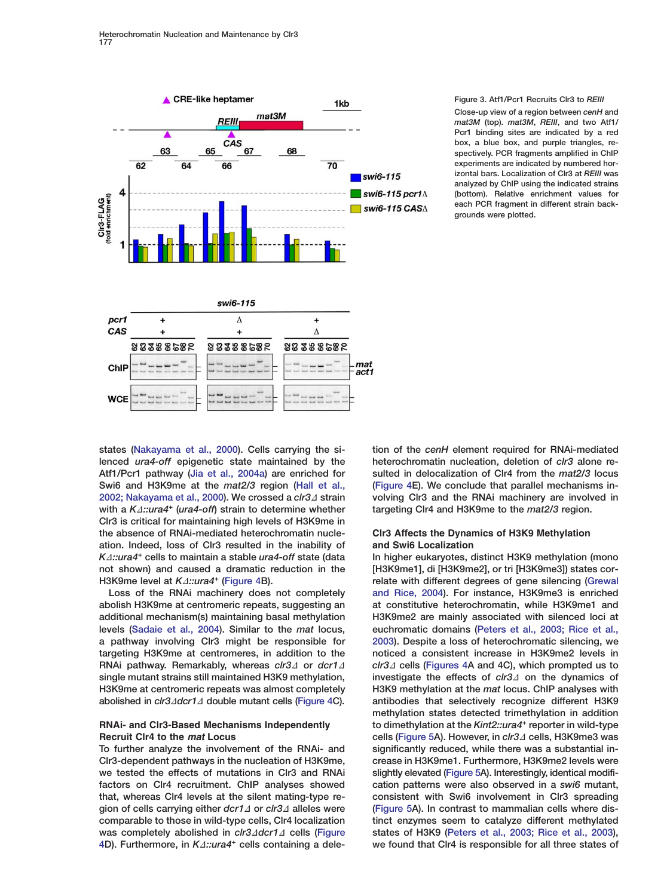Figure 3. Atf1/Pcr1 Recruits Clr3 to *REIII*

Close-up view of a region between *cenH* and *mat3M* (top). *mat3M*, *REIII*, and two Atf1/Pcr1 binding sites are indicated by a red box, a blue box, and purple triangles, respectively. PCR fragments amplified in ChIP experiments are indicated by numbered horizontal bars. Localization of Clr3 at *REIII* was analyzed by ChIP using the indicated strains (bottom). Relative enrichment values for each PCR fragment in different strain backgrounds were plotted.

states (Nakayama et al., 2000). Cells carrying the silenced *ura4-off* epigenetic state maintained by the Atf1/Pcr1 pathway (Jia et al., 2004a) are enriched for Swi6 and H3K9me at the *mat2/3* region (Hall et al., 2002; Nakayama et al., 2000). We crossed a *clr3Δ* strain with a *KΔ::ura4⁺* (*ura4-off*) strain to determine whether Clr3 is critical for maintaining high levels of H3K9me in the absence of RNAi-mediated heterochromatin nucleation. Indeed, loss of Clr3 resulted in the inability of *KΔ::ura4⁺* cells to maintain a stable *ura4-off* state (data not shown) and caused a dramatic reduction in the H3K9me level at *KΔ::ura4⁺* (Figure 4B).

Loss of the RNAi machinery does not completely abolish H3K9me at centromeric repeats, suggesting an additional mechanism(s) maintaining basal methylation levels (Sadaie et al., 2004). Similar to the *mat* locus, a pathway involving Clr3 might be responsible for targeting H3K9me at centromeres, in addition to the RNAi pathway. Remarkably, whereas *clr3Δ* or *dcr1Δ* single mutant strains still maintained H3K9 methylation, H3K9me at centromeric repeats was almost completely abolished in *clr3Δdcr1Δ* double mutant cells (Figure 4C).

## RNAi- and Clr3-Based Mechanisms Independently Recruit Clr4 to the *mat* Locus

To further analyze the involvement of the RNAi- and Clr3-dependent pathways in the nucleation of H3K9me, we tested the effects of mutations in Clr3 and RNAi factors on Clr4 recruitment. ChIP analyses showed that, whereas Clr4 levels at the silent mating-type region of cells carrying either *dcr1Δ* or *clr3Δ* alleles were comparable to those in wild-type cells, Clr4 localization was completely abolished in *clr3Δdcr1Δ* cells (Figure 4D). Furthermore, in *KΔ::ura4⁺* cells containing a deletion of the *cenH* element required for RNAi-mediated heterochromatin nucleation, deletion of *clr3* alone resulted in delocalization of Clr4 from the *mat2/3* locus (Figure 4E). We conclude that parallel mechanisms involving Clr3 and the RNAi machinery are involved in targeting Clr4 and H3K9me to the *mat2/3* region.

## Clr3 Affects the Dynamics of H3K9 Methylation and Swi6 Localization

In higher eukaryotes, distinct H3K9 methylation (mono [H3K9me1], di [H3K9me2], or tri [H3K9me3]) states correlate with different degrees of gene silencing (Grewal and Rice, 2004). For instance, H3K9me3 is enriched at constitutive heterochromatin, while H3K9me1 and H3K9me2 are mainly associated with silenced loci at euchromatic domains (Peters et al., 2003; Rice et al., 2003). Despite a loss of heterochromatic silencing, we noticed a consistent increase in H3K9me2 levels in *clr3Δ* cells (Figures 4A and 4C), which prompted us to investigate the effects of *clr3Δ* on the dynamics of H3K9 methylation at the *mat* locus. ChIP analyses with antibodies that selectively recognize different H3K9 methylation states detected trimethylation in addition to dimethylation at the *Kint2::ura4⁺* reporter in wild-type cells (Figure 5A). However, in *clr3Δ* cells, H3K9me3 was significantly reduced, while there was a substantial increase in H3K9me1. Furthermore, H3K9me2 levels were slightly elevated (Figure 5A). Interestingly, identical modification patterns were also observed in a *swi6* mutant, consistent with Swi6 involvement in Clr3 spreading (Figure 5A). In contrast to mammalian cells where distinct enzymes seem to catalyze different methylated states of H3K9 (Peters et al., 2003; Rice et al., 2003), we found that Clr4 is responsible for all three states of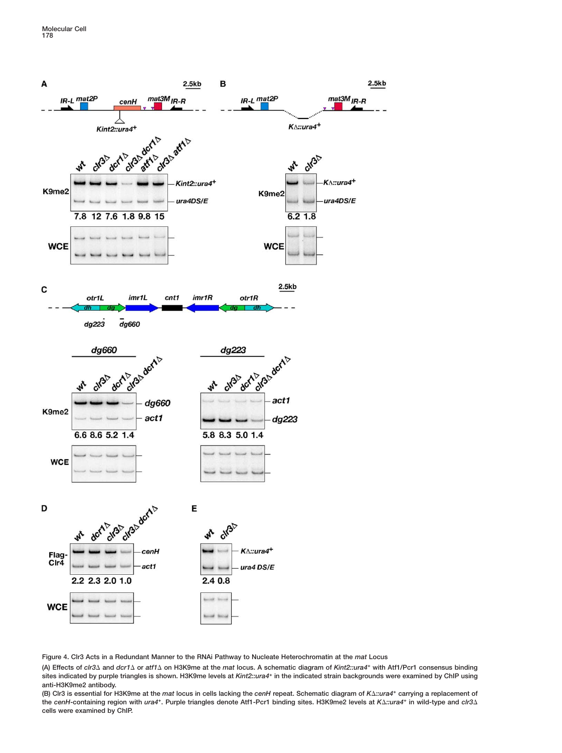Figure 4. Clr3 Acts in a Redundant Manner to the RNAi Pathway to Nucleate Heterochromatin at the *mat* Locus

(A) Effects of *clr3Δ* and *dcr1Δ* or *atf1Δ* on H3K9me at the *mat* locus. A schematic diagram of *Kint2::ura4⁺* with Atf1/Pcr1 consensus binding sites indicated by purple triangles is shown. H3K9me levels at *Kint2::ura4⁺* in the indicated strain backgrounds were examined by ChIP using anti-H3K9me2 antibody.

(B) Clr3 is essential for H3K9me at the *mat* locus in cells lacking the *cenH* repeat. Schematic diagram of *KΔ::ura4⁺* carrying a replacement of the *cenH*-containing region with *ura4⁺*. Purple triangles denote Atf1-Pcr1 binding sites. H3K9me2 levels at *KΔ::ura4⁺* in wild-type and *clr3Δ* cells were examined by ChIP.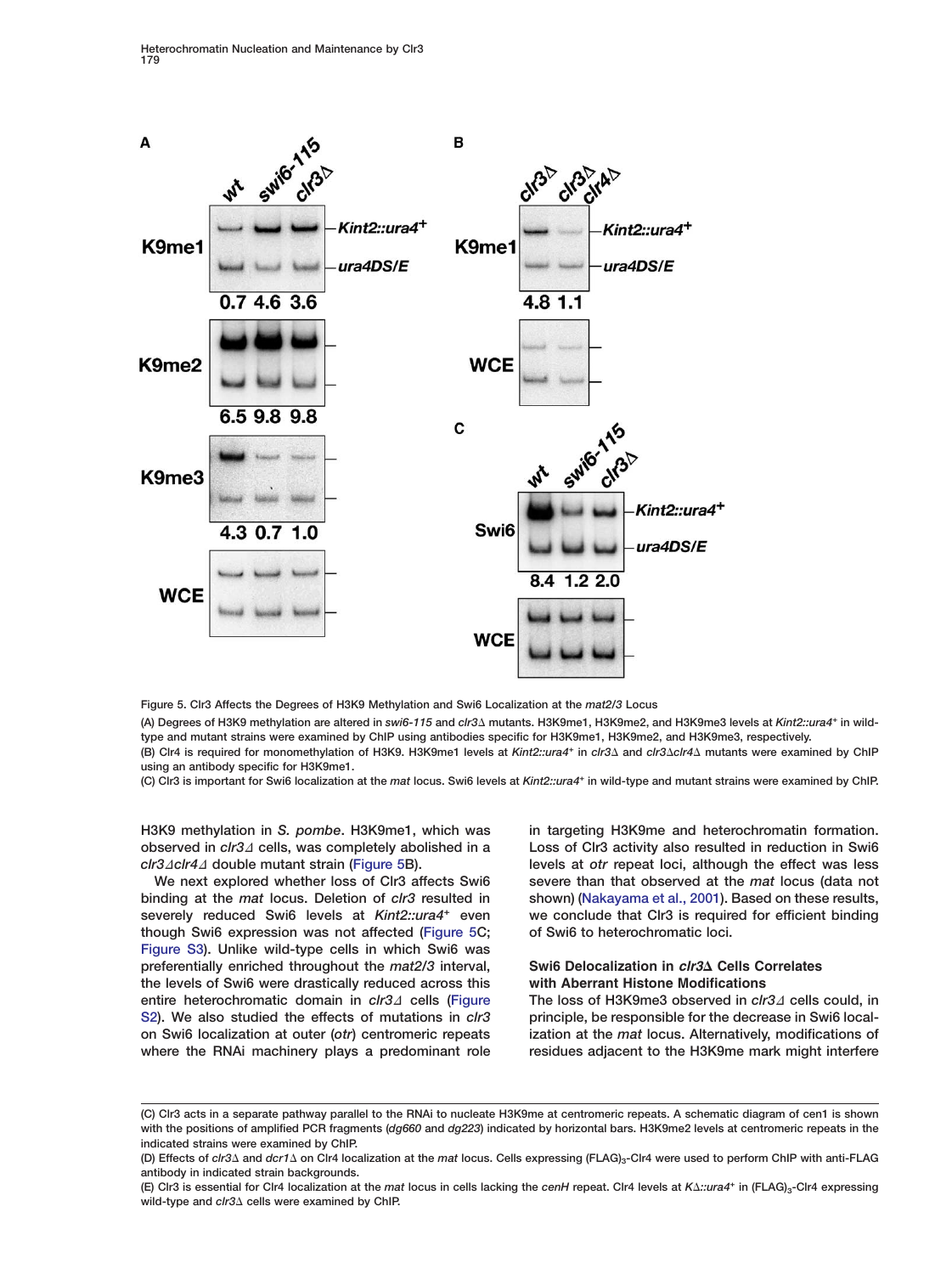Figure 5. Clr3 Affects the Degrees of H3K9 Methylation and Swi6 Localization at the *mat2/3* Locus

(A) Degrees of H3K9 methylation are altered in *swi6-115* and *clr3*Δ mutants. H3K9me1, H3K9me2, and H3K9me3 levels at *Kint2::ura4*+ in wild-type and mutant strains were examined by ChIP using antibodies specific for H3K9me1, H3K9me2, and H3K9me3, respectively.

(B) Clr4 is required for monomethylation of H3K9. H3K9me1 levels at *Kint2::ura4*+ in *clr3*Δ and *clr3*Δ*clr4*Δ mutants were examined by ChIP using an antibody specific for H3K9me1.

(C) Clr3 is important for Swi6 localization at the *mat* locus. Swi6 levels at *Kint2::ura4*+ in wild-type and mutant strains were examined by ChIP.

H3K9 methylation in *S. pombe*. H3K9me1, which was observed in *clr3*Δ cells, was completely abolished in a *clr3*Δ*clr4*Δ double mutant strain (Figure 5B).

We next explored whether loss of Clr3 affects Swi6 binding at the *mat* locus. Deletion of *clr3* resulted in severely reduced Swi6 levels at *Kint2::ura4*+ even though Swi6 expression was not affected (Figure 5C; Figure S3). Unlike wild-type cells in which Swi6 was preferentially enriched throughout the *mat2/3* interval, the levels of Swi6 were drastically reduced across this entire heterochromatic domain in *clr3*Δ cells (Figure S2). We also studied the effects of mutations in *clr3* on Swi6 localization at outer (*otr*) centromeric repeats where the RNAi machinery plays a predominant role in targeting H3K9me and heterochromatin formation. Loss of Clr3 activity also resulted in reduction in Swi6 levels at *otr* repeat loci, although the effect was less severe than that observed at the *mat* locus (data not shown) (Nakayama et al., 2001). Based on these results, we conclude that Clr3 is required for efficient binding of Swi6 to heterochromatic loci.

### Swi6 Delocalization in *clr3*Δ Cells Correlates with Aberrant Histone Modifications

The loss of H3K9me3 observed in *clr3*Δ cells could, in principle, be responsible for the decrease in Swi6 localization at the *mat* locus. Alternatively, modifications of residues adjacent to the H3K9me mark might interfere

(C) Clr3 acts in a separate pathway parallel to the RNAi to nucleate H3K9me at centromeric repeats. A schematic diagram of cen1 is shown with the positions of amplified PCR fragments (*dg660* and *dg223*) indicated by horizontal bars. H3K9me2 levels at centromeric repeats in the indicated strains were examined by ChIP.

(D) Effects of *clr3*Δ and *dcr1*Δ on Clr4 localization at the *mat* locus. Cells expressing $(FLAG)_3$-Clr4 were used to perform ChIP with anti-FLAG antibody in indicated strain backgrounds.

(E) Clr3 is essential for Clr4 localization at the *mat* locus in cells lacking the *cenH* repeat. Clr4 levels at *K*Δ*::ura4*+ in $(FLAG)_3$-Clr4 expressing wild-type and *clr3*Δ cells were examined by ChIP.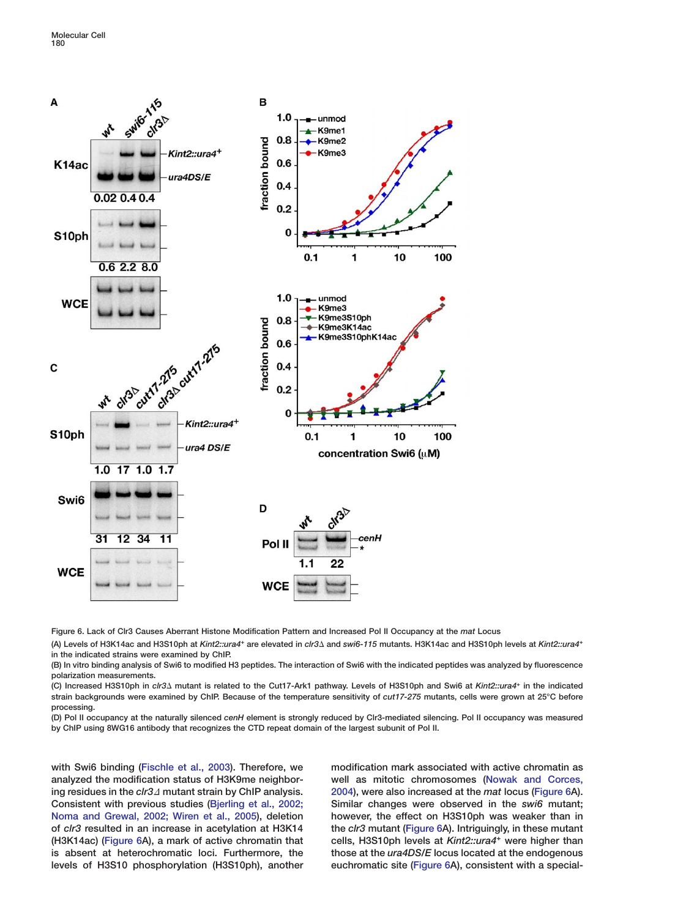Figure 6. Lack of Clr3 Causes Aberrant Histone Modification Pattern and Increased Pol II Occupancy at the *mat* Locus

(A) Levels of H3K14ac and H3S10ph at *Kint2::ura4*⁺ are elevated in *clr3Δ* and *swi6-115* mutants. H3K14ac and H3S10ph levels at *Kint2::ura4*⁺ in the indicated strains were examined by ChIP.

(B) In vitro binding analysis of Swi6 to modified H3 peptides. The interaction of Swi6 with the indicated peptides was analyzed by fluorescence polarization measurements.

(C) Increased H3S10ph in *clr3Δ* mutant is related to the Cut17-Ark1 pathway. Levels of H3S10ph and Swi6 at *Kint2::ura4*⁺ in the indicated strain backgrounds were examined by ChIP. Because of the temperature sensitivity of *cut17-275* mutants, cells were grown at 25°C before processing.

(D) Pol II occupancy at the naturally silenced *cenH* element is strongly reduced by Clr3-mediated silencing. Pol II occupancy was measured by ChIP using 8WG16 antibody that recognizes the CTD repeat domain of the largest subunit of Pol II.

with Swi6 binding (Fischle et al., 2003). Therefore, we analyzed the modification status of H3K9me neighboring residues in the *clr3Δ* mutant strain by ChIP analysis. Consistent with previous studies (Bjerling et al., 2002; Noma and Grewal, 2002; Wiren et al., 2005), deletion of *clr3* resulted in an increase in acetylation at H3K14 (H3K14ac) (Figure 6A), a mark of active chromatin that is absent at heterochromatic loci. Furthermore, the levels of H3S10 phosphorylation (H3S10ph), another modification mark associated with active chromatin as well as mitotic chromosomes (Nowak and Corces, 2004), were also increased at the *mat* locus (Figure 6A). Similar changes were observed in the *swi6* mutant; however, the effect on H3S10ph was weaker than in the *clr3* mutant (Figure 6A). Intriguingly, in these mutant cells, H3S10ph levels at *Kint2::ura4*⁺ were higher than those at the *ura4DS/E* locus located at the endogenous euchromatic site (Figure 6A), consistent with a special-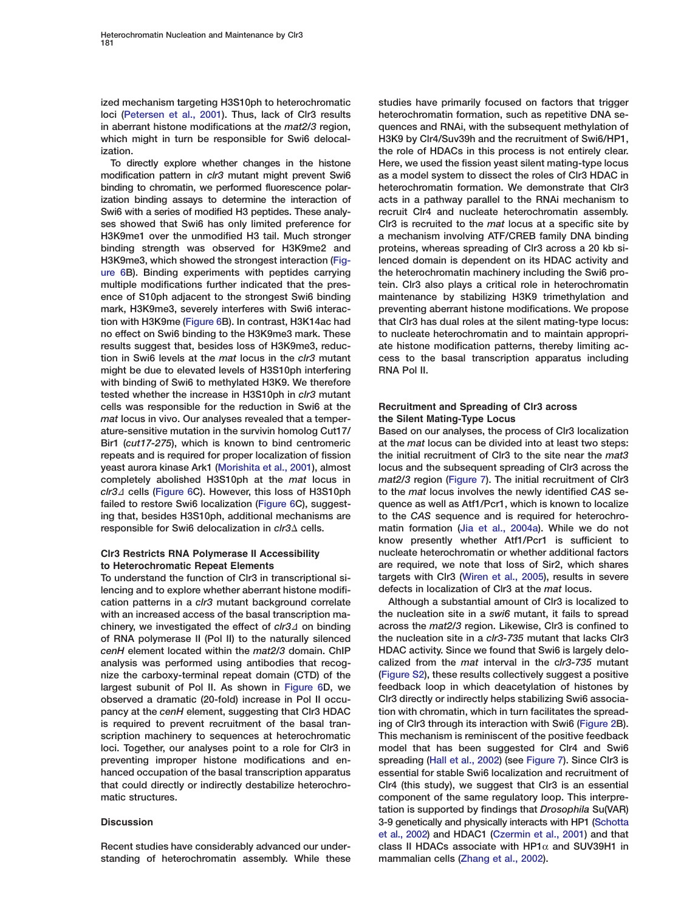ized mechanism targeting H3S10ph to heterochromatic loci (Petersen et al., 2001). Thus, lack of Clr3 results in aberrant histone modifications at the *mat2/3* region, which might in turn be responsible for Swi6 delocalization.

To directly explore whether changes in the histone modification pattern in *clr3* mutant might prevent Swi6 binding to chromatin, we performed fluorescence polarization binding assays to determine the interaction of Swi6 with a series of modified H3 peptides. These analyses showed that Swi6 has only limited preference for H3K9me1 over the unmodified H3 tail. Much stronger binding strength was observed for H3K9me2 and H3K9me3, which showed the strongest interaction (Figure 6B). Binding experiments with peptides carrying multiple modifications further indicated that the presence of S10ph adjacent to the strongest Swi6 binding mark, H3K9me3, severely interferes with Swi6 interaction with H3K9me (Figure 6B). In contrast, H3K14ac had no effect on Swi6 binding to the H3K9me3 mark. These results suggest that, besides loss of H3K9me3, reduction in Swi6 levels at the *mat* locus in the *clr3* mutant might be due to elevated levels of H3S10ph interfering with binding of Swi6 to methylated H3K9. We therefore tested whether the increase in H3S10ph in *clr3* mutant cells was responsible for the reduction in Swi6 at the *mat* locus in vivo. Our analyses revealed that a temperature-sensitive mutation in the survivin homolog Cut17/Bir1 (*cut17-275*), which is known to bind centromeric repeats and is required for proper localization of fission yeast aurora kinase Ark1 (Morishita et al., 2001), almost completely abolished H3S10ph at the *mat* locus in *clr3Δ* cells (Figure 6C). However, this loss of H3S10ph failed to restore Swi6 localization (Figure 6C), suggesting that, besides H3S10ph, additional mechanisms are responsible for Swi6 delocalization in *clr3Δ* cells.

### Clr3 Restricts RNA Polymerase II Accessibility to Heterochromatic Repeat Elements

To understand the function of Clr3 in transcriptional silencing and to explore whether aberrant histone modification patterns in a *clr3* mutant background correlate with an increased access of the basal transcription machinery, we investigated the effect of *clr3Δ* on binding of RNA polymerase II (Pol II) to the naturally silenced *cenH* element located within the *mat2/3* domain. ChIP analysis was performed using antibodies that recognize the carboxy-terminal repeat domain (CTD) of the largest subunit of Pol II. As shown in Figure 6D, we observed a dramatic (20-fold) increase in Pol II occupancy at the *cenH* element, suggesting that Clr3 HDAC is required to prevent recruitment of the basal transcription machinery to sequences at heterochromatic loci. Together, our analyses point to a role for Clr3 in preventing improper histone modifications and enhanced occupation of the basal transcription apparatus that could directly or indirectly destabilize heterochromatic structures.

## Discussion

Recent studies have considerably advanced our understanding of heterochromatin assembly. While these studies have primarily focused on factors that trigger heterochromatin formation, such as repetitive DNA sequences and RNAi, with the subsequent methylation of H3K9 by Clr4/Suv39h and the recruitment of Swi6/HP1, the role of HDACs in this process is not entirely clear. Here, we used the fission yeast silent mating-type locus as a model system to dissect the roles of Clr3 HDAC in heterochromatin formation. We demonstrate that Clr3 acts in a pathway parallel to the RNAi mechanism to recruit Clr4 and nucleate heterochromatin assembly. Clr3 is recruited to the *mat* locus at a specific site by a mechanism involving ATF/CREB family DNA binding proteins, whereas spreading of Clr3 across a 20 kb silenced domain is dependent on its HDAC activity and the heterochromatin machinery including the Swi6 protein. Clr3 also plays a critical role in heterochromatin maintenance by stabilizing H3K9 trimethylation and preventing aberrant histone modifications. We propose that Clr3 has dual roles at the silent mating-type locus: to nucleate heterochromatin and to maintain appropriate histone modification patterns, thereby limiting access to the basal transcription apparatus including RNA Pol II.

### Recruitment and Spreading of Clr3 across the Silent Mating-Type Locus

Based on our analyses, the process of Clr3 localization at the *mat* locus can be divided into at least two steps: the initial recruitment of Clr3 to the site near the *mat3* locus and the subsequent spreading of Clr3 across the *mat2/3* region (Figure 7). The initial recruitment of Clr3 to the *mat* locus involves the newly identified *CAS* sequence as well as Atf1/Pcr1, which is known to localize to the *CAS* sequence and is required for heterochromatin formation (Jia et al., 2004a). While we do not know presently whether Atf1/Pcr1 is sufficient to nucleate heterochromatin or whether additional factors are required, we note that loss of Sir2, which shares targets with Clr3 (Wiren et al., 2005), results in severe defects in localization of Clr3 at the *mat* locus.

Although a substantial amount of Clr3 is localized to the nucleation site in a *swi6* mutant, it fails to spread across the *mat2/3* region. Likewise, Clr3 is confined to the nucleation site in a *clr3-735* mutant that lacks Clr3 HDAC activity. Since we found that Swi6 is largely delocalized from the *mat* interval in the *clr3-735* mutant (Figure S2), these results collectively suggest a positive feedback loop in which deacetylation of histones by Clr3 directly or indirectly helps stabilizing Swi6 association with chromatin, which in turn facilitates the spreading of Clr3 through its interaction with Swi6 (Figure 2B). This mechanism is reminiscent of the positive feedback model that has been suggested for Clr4 and Swi6 spreading (Hall et al., 2002) (see Figure 7). Since Clr3 is essential for stable Swi6 localization and recruitment of Clr4 (this study), we suggest that Clr3 is an essential component of the same regulatory loop. This interpretation is supported by findings that *Drosophila* Su(VAR) 3-9 genetically and physically interacts with HP1 (Schotta et al., 2002) and HDAC1 (Czermin et al., 2001) and that class II HDACs associate with HP1α and SUV39H1 in mammalian cells (Zhang et al., 2002).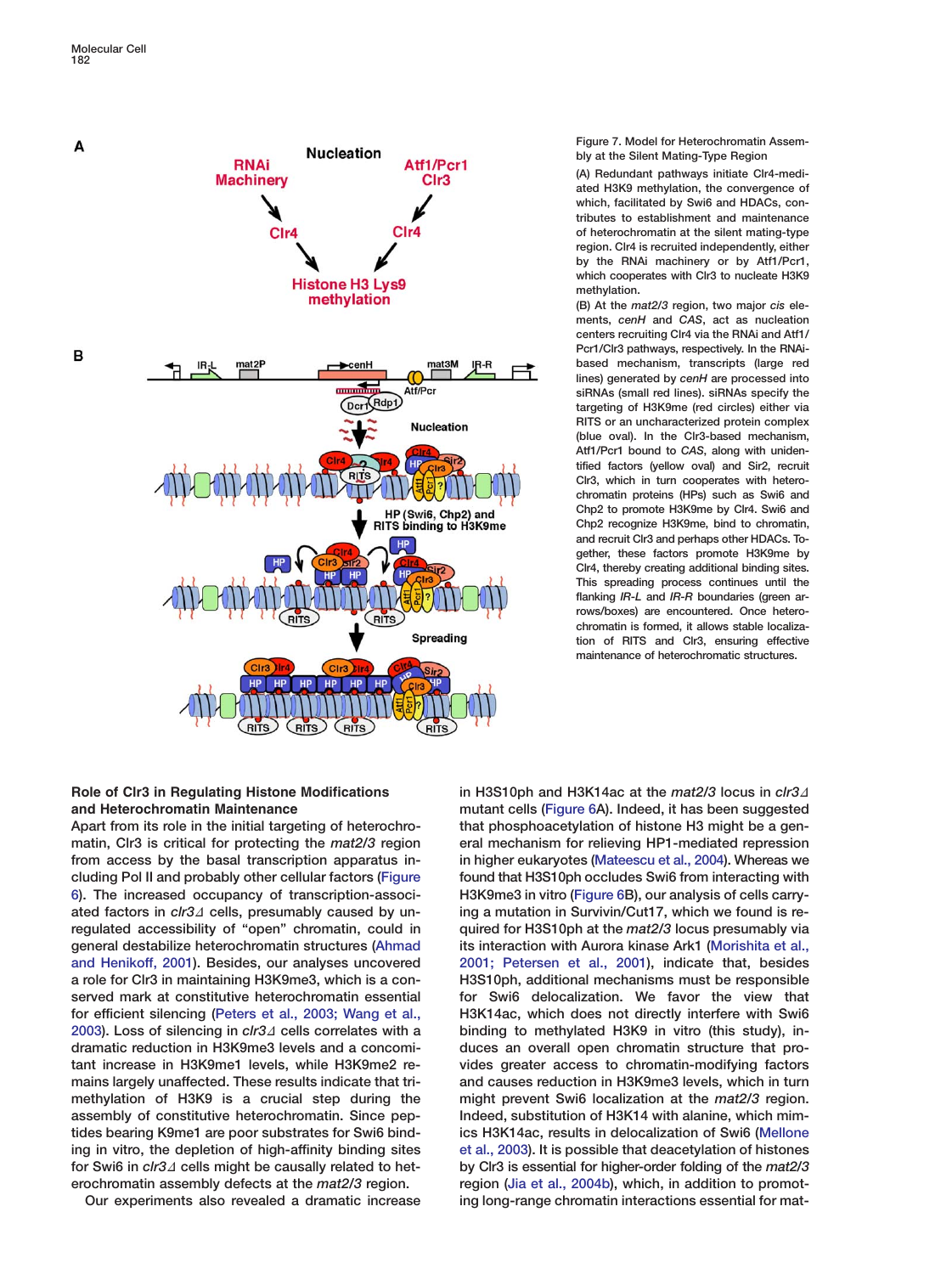Figure 7. Model for Heterochromatin Assembly at the Silent Mating-Type Region

(A) Redundant pathways initiate Clr4-mediated H3K9 methylation, the convergence of which, facilitated by Swi6 and HDACs, contributes to establishment and maintenance of heterochromatin at the silent mating-type region. Clr4 is recruited independently, either by the RNAi machinery or by Atf1/Pcr1, which cooperates with Clr3 to nucleate H3K9 methylation.

(B) At the *mat2/3* region, two major *cis* elements, *cenH* and *CAS*, act as nucleation centers recruiting Clr4 via the RNAi and Atf1/Pcr1/Clr3 pathways, respectively. In the RNAi-based mechanism, transcripts (large red lines) generated by *cenH* are processed into siRNAs (small red lines). siRNAs specify the targeting of H3K9me (red circles) either via RITS or an uncharacterized protein complex (blue oval). In the Clr3-based mechanism, Atf1/Pcr1 bound to *CAS*, along with unidentified factors (yellow oval) and Sir2, recruit Clr3, which in turn cooperates with heterochromatin proteins (HPs) such as Swi6 and Chp2 to promote H3K9me by Clr4. Swi6 and Chp2 recognize H3K9me, bind to chromatin, and recruit Clr3 and perhaps other HDACs. Together, these factors promote H3K9me by Clr4, thereby creating additional binding sites. This spreading process continues until the flanking *IR-L* and *IR-R* boundaries (green arrows/boxes) are encountered. Once heterochromatin is formed, it allows stable localization of RITS and Clr3, ensuring effective maintenance of heterochromatic structures.

### Role of Clr3 in Regulating Histone Modifications and Heterochromatin Maintenance

Apart from its role in the initial targeting of heterochromatin, Clr3 is critical for protecting the *mat2/3* region from access by the basal transcription apparatus including Pol II and probably other cellular factors (Figure 6). The increased occupancy of transcription-associated factors in *clr3Δ* cells, presumably caused by unregulated accessibility of "open" chromatin, could in general destabilize heterochromatin structures (Ahmad and Henikoff, 2001). Besides, our analyses uncovered a role for Clr3 in maintaining H3K9me3, which is a conserved mark at constitutive heterochromatin essential for efficient silencing (Peters et al., 2003; Wang et al., 2003). Loss of silencing in *clr3Δ* cells correlates with a dramatic reduction in H3K9me3 levels and a concomitant increase in H3K9me1 levels, while H3K9me2 remains largely unaffected. These results indicate that trimethylation of H3K9 is a crucial step during the assembly of constitutive heterochromatin. Since peptides bearing K9me1 are poor substrates for Swi6 binding in vitro, the depletion of high-affinity binding sites for Swi6 in *clr3Δ* cells might be causally related to heterochromatin assembly defects at the *mat2/3* region.

Our experiments also revealed a dramatic increase in H3S10ph and H3K14ac at the *mat2/3* locus in *clr3Δ* mutant cells (Figure 6A). Indeed, it has been suggested that phosphoacetylation of histone H3 might be a general mechanism for relieving HP1-mediated repression in higher eukaryotes (Mateescu et al., 2004). Whereas we found that H3S10ph occludes Swi6 from interacting with H3K9me3 in vitro (Figure 6B), our analysis of cells carrying a mutation in Survivin/Cut17, which we found is required for H3S10ph at the *mat2/3* locus presumably via its interaction with Aurora kinase Ark1 (Morishita et al., 2001; Petersen et al., 2001), indicate that, besides H3S10ph, additional mechanisms must be responsible for Swi6 delocalization. We favor the view that H3K14ac, which does not directly interfere with Swi6 binding to methylated H3K9 in vitro (this study), induces an overall open chromatin structure that provides greater access to chromatin-modifying factors and causes reduction in H3K9me3 levels, which in turn might prevent Swi6 localization at the *mat2/3* region. Indeed, substitution of H3K14 with alanine, which mimics H3K14ac, results in delocalization of Swi6 (Mellone et al., 2003). It is possible that deacetylation of histones by Clr3 is essential for higher-order folding of the *mat2/3* region (Jia et al., 2004b), which, in addition to promoting long-range chromatin interactions essential for mat-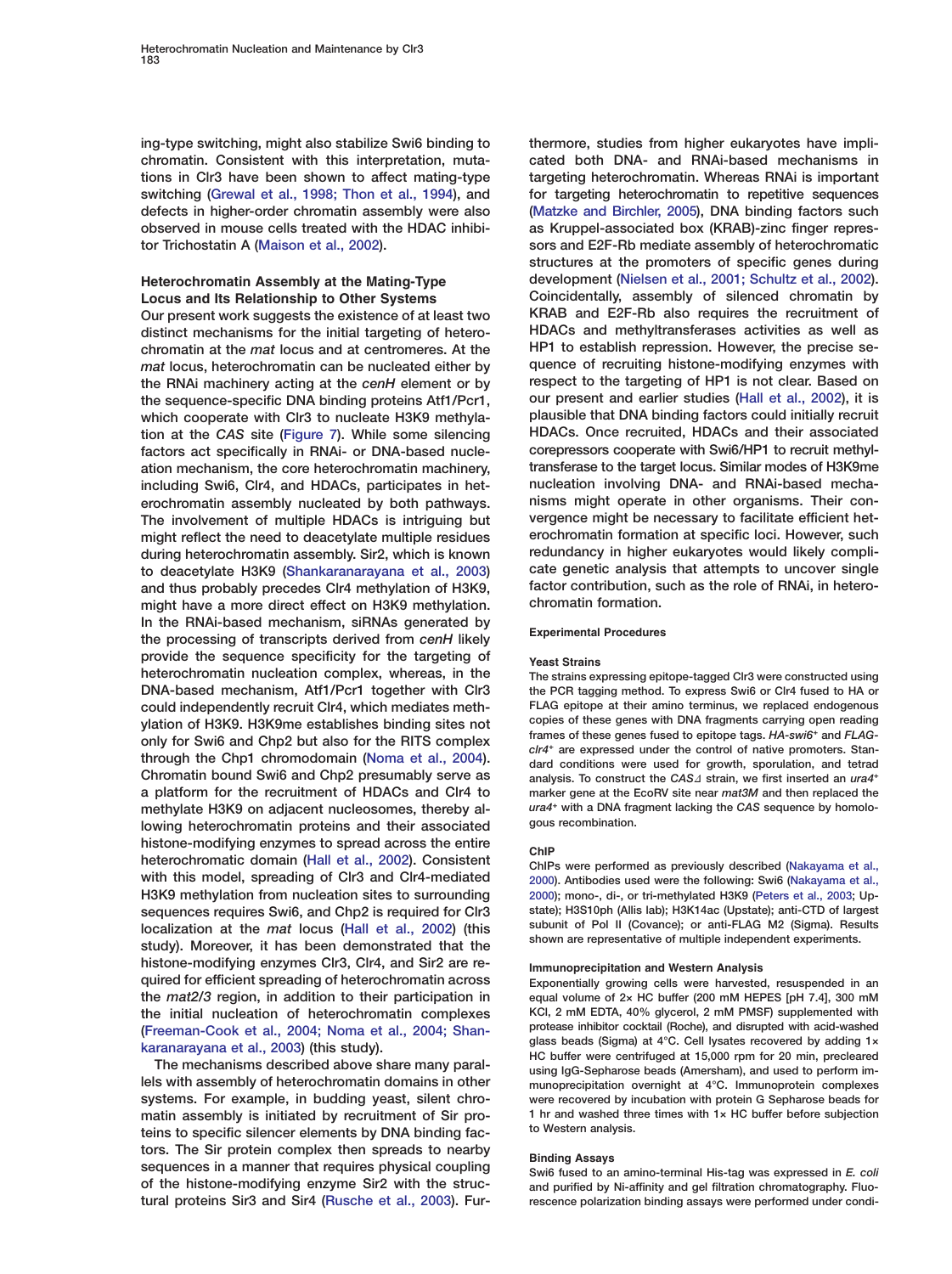ing-type switching, might also stabilize Swi6 binding to chromatin. Consistent with this interpretation, mutations in Clr3 have been shown to affect mating-type switching (Grewal et al., 1998; Thon et al., 1994), and defects in higher-order chromatin assembly were also observed in mouse cells treated with the HDAC inhibitor Trichostatin A (Maison et al., 2002).

## Heterochromatin Assembly at the Mating-Type Locus and Its Relationship to Other Systems

Our present work suggests the existence of at least two distinct mechanisms for the initial targeting of heterochromatin at the *mat* locus and at centromeres. At the *mat* locus, heterochromatin can be nucleated either by the RNAi machinery acting at the *cenH* element or by the sequence-specific DNA binding proteins Atf1/Pcr1, which cooperate with Clr3 to nucleate H3K9 methylation at the *CAS* site (Figure 7). While some silencing factors act specifically in RNAi- or DNA-based nucleation mechanism, the core heterochromatin machinery, including Swi6, Clr4, and HDACs, participates in heterochromatin assembly nucleated by both pathways. The involvement of multiple HDACs is intriguing but might reflect the need to deacetylate multiple residues during heterochromatin assembly. Sir2, which is known to deacetylate H3K9 (Shankaranarayana et al., 2003) and thus probably precedes Clr4 methylation of H3K9, might have a more direct effect on H3K9 methylation. In the RNAi-based mechanism, siRNAs generated by the processing of transcripts derived from *cenH* likely provide the sequence specificity for the targeting of heterochromatin nucleation complex, whereas, in the DNA-based mechanism, Atf1/Pcr1 together with Clr3 could independently recruit Clr4, which mediates methylation of H3K9. H3K9me establishes binding sites not only for Swi6 and Chp2 but also for the RITS complex through the Chp1 chromodomain (Noma et al., 2004). Chromatin bound Swi6 and Chp2 presumably serve as a platform for the recruitment of HDACs and Clr4 to methylate H3K9 on adjacent nucleosomes, thereby allowing heterochromatin proteins and their associated histone-modifying enzymes to spread across the entire heterochromatic domain (Hall et al., 2002). Consistent with this model, spreading of Clr3 and Clr4-mediated H3K9 methylation from nucleation sites to surrounding sequences requires Swi6, and Chp2 is required for Clr3 localization at the *mat* locus (Hall et al., 2002) (this study). Moreover, it has been demonstrated that the histone-modifying enzymes Clr3, Clr4, and Sir2 are required for efficient spreading of heterochromatin across the *mat2/3* region, in addition to their participation in the initial nucleation of heterochromatin complexes (Freeman-Cook et al., 2004; Noma et al., 2004; Shankaranarayana et al., 2003) (this study).

The mechanisms described above share many parallels with assembly of heterochromatin domains in other systems. For example, in budding yeast, silent chromatin assembly is initiated by recruitment of Sir proteins to specific silencer elements by DNA binding factors. The Sir protein complex then spreads to nearby sequences in a manner that requires physical coupling of the histone-modifying enzyme Sir2 with the structural proteins Sir3 and Sir4 (Rusche et al., 2003). Furthermore, studies from higher eukaryotes have implicated both DNA- and RNAi-based mechanisms in targeting heterochromatin. Whereas RNAi is important for targeting heterochromatin to repetitive sequences (Matzke and Birchler, 2005), DNA binding factors such as Kruppel-associated box (KRAB)-zinc finger repressors and E2F-Rb mediate assembly of heterochromatic structures at the promoters of specific genes during development (Nielsen et al., 2001; Schultz et al., 2002). Coincidentally, assembly of silenced chromatin by KRAB and E2F-Rb also requires the recruitment of HDACs and methyltransferases activities as well as HP1 to establish repression. However, the precise sequence of recruiting histone-modifying enzymes with respect to the targeting of HP1 is not clear. Based on our present and earlier studies (Hall et al., 2002), it is plausible that DNA binding factors could initially recruit HDACs. Once recruited, HDACs and their associated corepressors cooperate with Swi6/HP1 to recruit methyltransferase to the target locus. Similar modes of H3K9me nucleation involving DNA- and RNAi-based mechanisms might operate in other organisms. Their convergence might be necessary to facilitate efficient heterochromatin formation at specific loci. However, such redundancy in higher eukaryotes would likely complicate genetic analysis that attempts to uncover single factor contribution, such as the role of RNAi, in heterochromatin formation.

## Experimental Procedures

### Yeast Strains

The strains expressing epitope-tagged Clr3 were constructed using the PCR tagging method. To express Swi6 or Clr4 fused to HA or FLAG epitope at their amino terminus, we replaced endogenous copies of these genes with DNA fragments carrying open reading frames of these genes fused to epitope tags. *HA-swi6*$^{+}$ and *FLAG-clr4*$^{+}$ are expressed under the control of native promoters. Standard conditions were used for growth, sporulation, and tetrad analysis. To construct the *CAS*Δ strain, we first inserted an *ura4*$^{+}$ marker gene at the EcoRV site near *mat3M* and then replaced the *ura4*$^{+}$ with a DNA fragment lacking the *CAS* sequence by homologous recombination.

### ChIP

ChIPs were performed as previously described (Nakayama et al., 2000). Antibodies used were the following: Swi6 (Nakayama et al., 2000); mono-, di-, or tri-methylated H3K9 (Peters et al., 2003; Upstate); H3S10ph (Allis lab); H3K14ac (Upstate); anti-CTD of largest subunit of Pol II (Covance); or anti-FLAG M2 (Sigma). Results shown are representative of multiple independent experiments.

### Immunoprecipitation and Western Analysis

Exponentially growing cells were harvested, resuspended in an equal volume of 2× HC buffer (200 mM HEPES [pH 7.4], 300 mM KCl, 2 mM EDTA, 40% glycerol, 2 mM PMSF) supplemented with protease inhibitor cocktail (Roche), and disrupted with acid-washed glass beads (Sigma) at 4°C. Cell lysates recovered by adding 1× HC buffer were centrifuged at 15,000 rpm for 20 min, precleared using IgG-Sepharose beads (Amersham), and used to perform immunoprecipitation overnight at 4°C. Immunoprotein complexes were recovered by incubation with protein G Sepharose beads for 1 hr and washed three times with 1× HC buffer before subjection to Western analysis.

### Binding Assays

Swi6 fused to an amino-terminal His-tag was expressed in *E. coli* and purified by Ni-affinity and gel filtration chromatography. Fluorescence polarization binding assays were performed under condi-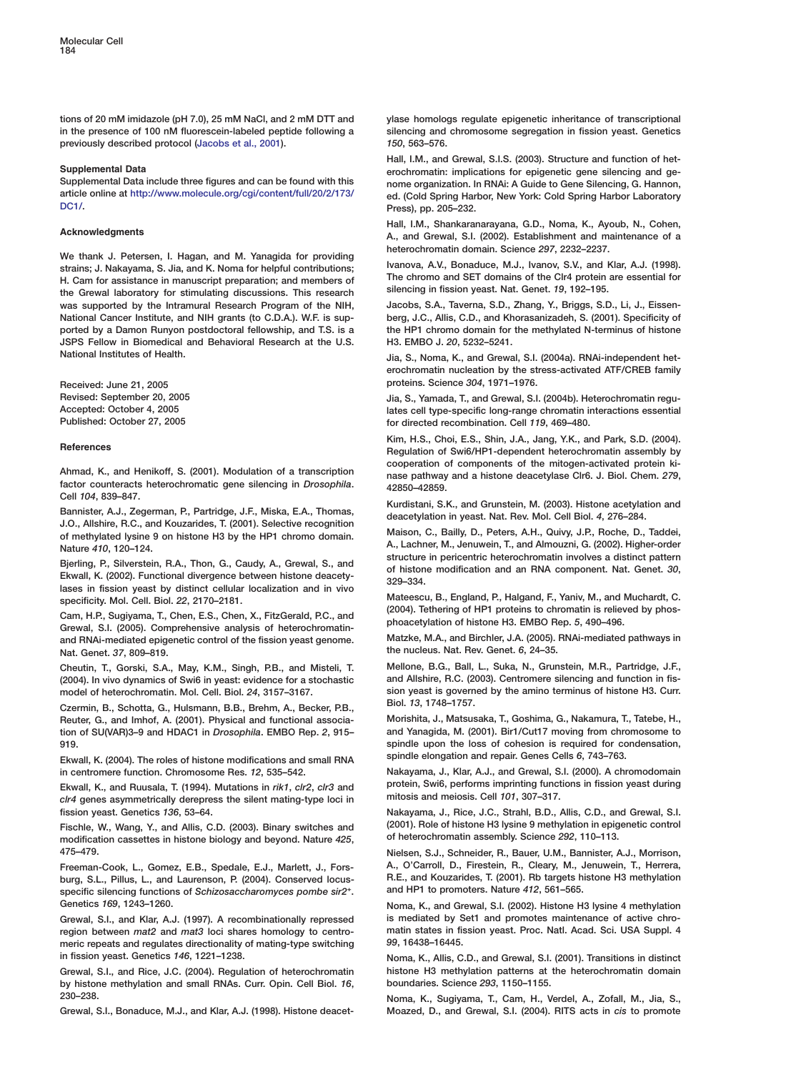tions of 20 mM imidazole (pH 7.0), 25 mM NaCl, and 2 mM DTT and in the presence of 100 nM fluorescein-labeled peptide following a previously described protocol (Jacobs et al., 2001).

### Supplemental Data

Supplemental Data include three figures and can be found with this article online at http://www.molecule.org/cgi/content/full/20/2/173/DC1/.

### Acknowledgments

We thank J. Petersen, I. Hagan, and M. Yanagida for providing strains; J. Nakayama, S. Jia, and K. Noma for helpful contributions; H. Cam for assistance in manuscript preparation; and members of the Grewal laboratory for stimulating discussions. This research was supported by the Intramural Research Program of the NIH, National Cancer Institute, and NIH grants (to C.D.A.). W.F. is supported by a Damon Runyon postdoctoral fellowship, and T.S. is a JSPS Fellow in Biomedical and Behavioral Research at the U.S. National Institutes of Health.

Received: June 21, 2005
Revised: September 20, 2005
Accepted: October 4, 2005
Published: October 27, 2005

### References

Ahmad, K., and Henikoff, S. (2001). Modulation of a transcription factor counteracts heterochromatic gene silencing in *Drosophila*. Cell *104*, 839–847.

Bannister, A.J., Zegerman, P., Partridge, J.F., Miska, E.A., Thomas, J.O., Allshire, R.C., and Kouzarides, T. (2001). Selective recognition of methylated lysine 9 on histone H3 by the HP1 chromo domain. Nature *410*, 120–124.

Bjerling, P., Silverstein, R.A., Thon, G., Caudy, A., Grewal, S., and Ekwall, K. (2002). Functional divergence between histone deacetylases in fission yeast by distinct cellular localization and in vivo specificity. Mol. Cell. Biol. *22*, 2170–2181.

Cam, H.P., Sugiyama, T., Chen, E.S., Chen, X., FitzGerald, P.C., and Grewal, S.I. (2005). Comprehensive analysis of heterochromatin- and RNAi-mediated epigenetic control of the fission yeast genome. Nat. Genet. *37*, 809–819.

Cheutin, T., Gorski, S.A., May, K.M., Singh, P.B., and Misteli, T. (2004). In vivo dynamics of Swi6 in yeast: evidence for a stochastic model of heterochromatin. Mol. Cell. Biol. *24*, 3157–3167.

Czermin, B., Schotta, G., Hulsmann, B.B., Brehm, A., Becker, P.B., Reuter, G., and Imhof, A. (2001). Physical and functional association of SU(VAR)3–9 and HDAC1 in *Drosophila*. EMBO Rep. *2*, 915–919.

Ekwall, K. (2004). The roles of histone modifications and small RNA in centromere function. Chromosome Res. *12*, 535–542.

Ekwall, K., and Ruusala, T. (1994). Mutations in *rik1*, *clr2*, *clr3* and *clr4* genes asymmetrically derepress the silent mating-type loci in fission yeast. Genetics *136*, 53–64.

Fischle, W., Wang, Y., and Allis, C.D. (2003). Binary switches and modification cassettes in histone biology and beyond. Nature *425*, 475–479.

Freeman-Cook, L., Gomez, E.B., Spedale, E.J., Marlett, J., Forsburg, S.L., Pillus, L., and Laurenson, P. (2004). Conserved locus-specific silencing functions of *Schizosaccharomyces pombe sir2+*. Genetics *169*, 1243–1260.

Grewal, S.I., and Klar, A.J. (1997). A recombinationally repressed region between *mat2* and *mat3* loci shares homology to centromeric repeats and regulates directionality of mating-type switching in fission yeast. Genetics *146*, 1221–1238.

Grewal, S.I., and Rice, J.C. (2004). Regulation of heterochromatin by histone methylation and small RNAs. Curr. Opin. Cell Biol. *16*, 230–238.

Grewal, S.I., Bonaduce, M.J., and Klar, A.J. (1998). Histone deacetylase homologs regulate epigenetic inheritance of transcriptional silencing and chromosome segregation in fission yeast. Genetics *150*, 563–576.

Hall, I.M., and Grewal, S.I.S. (2003). Structure and function of heterochromatin: implications for epigenetic gene silencing and genome organization. In RNAi: A Guide to Gene Silencing, G. Hannon, ed. (Cold Spring Harbor, New York: Cold Spring Harbor Laboratory Press), pp. 205–232.

Hall, I.M., Shankaranarayana, G.D., Noma, K., Ayoub, N., Cohen, A., and Grewal, S.I. (2002). Establishment and maintenance of a heterochromatin domain. Science *297*, 2232–2237.

Ivanova, A.V., Bonaduce, M.J., Ivanov, S.V., and Klar, A.J. (1998). The chromo and SET domains of the Clr4 protein are essential for silencing in fission yeast. Nat. Genet. *19*, 192–195.

Jacobs, S.A., Taverna, S.D., Zhang, Y., Briggs, S.D., Li, J., Eissenberg, J.C., Allis, C.D., and Khorasanizadeh, S. (2001). Specificity of the HP1 chromo domain for the methylated N-terminus of histone H3. EMBO J. *20*, 5232–5241.

Jia, S., Noma, K., and Grewal, S.I. (2004a). RNAi-independent heterochromatin nucleation by the stress-activated ATF/CREB family proteins. Science *304*, 1971–1976.

Jia, S., Yamada, T., and Grewal, S.I. (2004b). Heterochromatin regulates cell type-specific long-range chromatin interactions essential for directed recombination. Cell *119*, 469–480.

Kim, H.S., Choi, E.S., Shin, J.A., Jang, Y.K., and Park, S.D. (2004). Regulation of Swi6/HP1-dependent heterochromatin assembly by cooperation of components of the mitogen-activated protein kinase pathway and a histone deacetylase Clr6. J. Biol. Chem. *279*, 42850–42859.

Kurdistani, S.K., and Grunstein, M. (2003). Histone acetylation and deacetylation in yeast. Nat. Rev. Mol. Cell Biol. *4*, 276–284.

Maison, C., Bailly, D., Peters, A.H., Quivy, J.P., Roche, D., Taddei, A., Lachner, M., Jenuwein, T., and Almouzni, G. (2002). Higher-order structure in pericentric heterochromatin involves a distinct pattern of histone modification and an RNA component. Nat. Genet. *30*, 329–334.

Mateescu, B., England, P., Halgand, F., Yaniv, M., and Muchardt, C. (2004). Tethering of HP1 proteins to chromatin is relieved by phosphoacetylation of histone H3. EMBO Rep. *5*, 490–496.

Matzke, M.A., and Birchler, J.A. (2005). RNAi-mediated pathways in the nucleus. Nat. Rev. Genet. *6*, 24–35.

Mellone, B.G., Ball, L., Suka, N., Grunstein, M.R., Partridge, J.F., and Allshire, R.C. (2003). Centromere silencing and function in fission yeast is governed by the amino terminus of histone H3. Curr. Biol. *13*, 1748–1757.

Morishita, J., Matsusaka, T., Goshima, G., Nakamura, T., Tatebe, H., and Yanagida, M. (2001). Bir1/Cut17 moving from chromosome to spindle upon the loss of cohesion is required for condensation, spindle elongation and repair. Genes Cells *6*, 743–763.

Nakayama, J., Klar, A.J., and Grewal, S.I. (2000). A chromodomain protein, Swi6, performs imprinting functions in fission yeast during mitosis and meiosis. Cell *101*, 307–317.

Nakayama, J., Rice, J.C., Strahl, B.D., Allis, C.D., and Grewal, S.I. (2001). Role of histone H3 lysine 9 methylation in epigenetic control of heterochromatin assembly. Science *292*, 110–113.

Nielsen, S.J., Schneider, R., Bauer, U.M., Bannister, A.J., Morrison, A., O'Carroll, D., Firestein, R., Cleary, M., Jenuwein, T., Herrera, R.E., and Kouzarides, T. (2001). Rb targets histone H3 methylation and HP1 to promoters. Nature *412*, 561–565.

Noma, K., and Grewal, S.I. (2002). Histone H3 lysine 4 methylation is mediated by Set1 and promotes maintenance of active chromatin states in fission yeast. Proc. Natl. Acad. Sci. USA Suppl. 4 *99*, 16438–16445.

Noma, K., Allis, C.D., and Grewal, S.I. (2001). Transitions in distinct histone H3 methylation patterns at the heterochromatin domain boundaries. Science *293*, 1150–1155.

Noma, K., Sugiyama, T., Cam, H., Verdel, A., Zofall, M., Jia, S., Moazed, D., and Grewal, S.I. (2004). RITS acts in *cis* to promote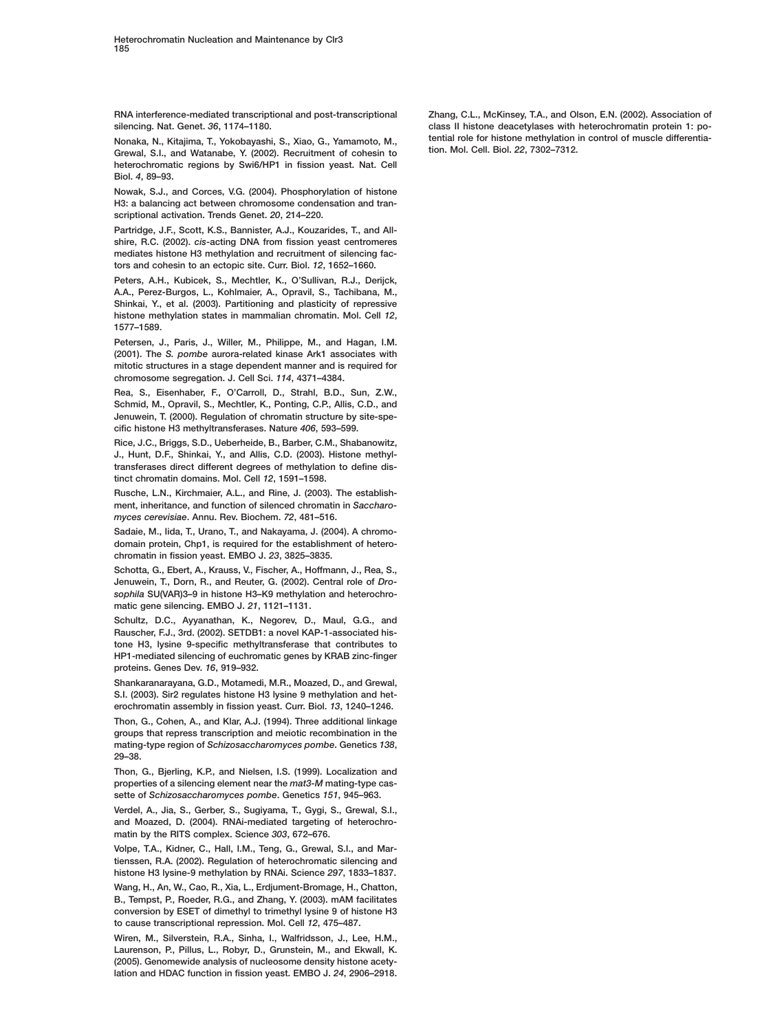RNA interference-mediated transcriptional and post-transcriptional silencing. Nat. Genet. *36*, 1174–1180.

Nonaka, N., Kitajima, T., Yokobayashi, S., Xiao, G., Yamamoto, M., Grewal, S.I., and Watanabe, Y. (2002). Recruitment of cohesin to heterochromatic regions by Swi6/HP1 in fission yeast. Nat. Cell Biol. *4*, 89–93.

Nowak, S.J., and Corces, V.G. (2004). Phosphorylation of histone H3: a balancing act between chromosome condensation and transcriptional activation. Trends Genet. *20*, 214–220.

Partridge, J.F., Scott, K.S., Bannister, A.J., Kouzarides, T., and Allshire, R.C. (2002). *cis*-acting DNA from fission yeast centromeres mediates histone H3 methylation and recruitment of silencing factors and cohesin to an ectopic site. Curr. Biol. *12*, 1652–1660.

Peters, A.H., Kubicek, S., Mechtler, K., O'Sullivan, R.J., Derijck, A.A., Perez-Burgos, L., Kohlmaier, A., Opravil, S., Tachibana, M., Shinkai, Y., et al. (2003). Partitioning and plasticity of repressive histone methylation states in mammalian chromatin. Mol. Cell *12*, 1577–1589.

Petersen, J., Paris, J., Willer, M., Philippe, M., and Hagan, I.M. (2001). The *S. pombe* aurora-related kinase Ark1 associates with mitotic structures in a stage dependent manner and is required for chromosome segregation. J. Cell Sci. *114*, 4371–4384.

Rea, S., Eisenhaber, F., O'Carroll, D., Strahl, B.D., Sun, Z.W., Schmid, M., Opravil, S., Mechtler, K., Ponting, C.P., Allis, C.D., and Jenuwein, T. (2000). Regulation of chromatin structure by site-specific histone H3 methyltransferases. Nature *406*, 593–599.

Rice, J.C., Briggs, S.D., Ueberheide, B., Barber, C.M., Shabanowitz, J., Hunt, D.F., Shinkai, Y., and Allis, C.D. (2003). Histone methyltransferases direct different degrees of methylation to define distinct chromatin domains. Mol. Cell *12*, 1591–1598.

Rusche, L.N., Kirchmaier, A.L., and Rine, J. (2003). The establishment, inheritance, and function of silenced chromatin in *Saccharomyces cerevisiae*. Annu. Rev. Biochem. *72*, 481–516.

Sadaie, M., Iida, T., Urano, T., and Nakayama, J. (2004). A chromodomain protein, Chp1, is required for the establishment of heterochromatin in fission yeast. EMBO J. *23*, 3825–3835.

Schotta, G., Ebert, A., Krauss, V., Fischer, A., Hoffmann, J., Rea, S., Jenuwein, T., Dorn, R., and Reuter, G. (2002). Central role of *Drosophila* SU(VAR)3–9 in histone H3–K9 methylation and heterochromatic gene silencing. EMBO J. *21*, 1121–1131.

Schultz, D.C., Ayyanathan, K., Negorev, D., Maul, G.G., and Rauscher, F.J., 3rd. (2002). SETDB1: a novel KAP-1-associated histone H3, lysine 9-specific methyltransferase that contributes to HP1-mediated silencing of euchromatic genes by KRAB zinc-finger proteins. Genes Dev. *16*, 919–932.

Shankaranarayana, G.D., Motamedi, M.R., Moazed, D., and Grewal, S.I. (2003). Sir2 regulates histone H3 lysine 9 methylation and heterochromatin assembly in fission yeast. Curr. Biol. *13*, 1240–1246.

Thon, G., Cohen, A., and Klar, A.J. (1994). Three additional linkage groups that repress transcription and meiotic recombination in the mating-type region of *Schizosaccharomyces pombe*. Genetics *138*, 29–38.

Thon, G., Bjerling, K.P., and Nielsen, I.S. (1999). Localization and properties of a silencing element near the *mat3-M* mating-type cassette of *Schizosaccharomyces pombe*. Genetics *151*, 945–963.

Verdel, A., Jia, S., Gerber, S., Sugiyama, T., Gygi, S., Grewal, S.I., and Moazed, D. (2004). RNAi-mediated targeting of heterochromatin by the RITS complex. Science *303*, 672–676.

Volpe, T.A., Kidner, C., Hall, I.M., Teng, G., Grewal, S.I., and Martienssen, R.A. (2002). Regulation of heterochromatic silencing and histone H3 lysine-9 methylation by RNAi. Science *297*, 1833–1837.

Wang, H., An, W., Cao, R., Xia, L., Erdjument-Bromage, H., Chatton, B., Tempst, P., Roeder, R.G., and Zhang, Y. (2003). mAM facilitates conversion by ESET of dimethyl to trimethyl lysine 9 of histone H3 to cause transcriptional repression. Mol. Cell *12*, 475–487.

Wiren, M., Silverstein, R.A., Sinha, I., Walfridsson, J., Lee, H.M., Laurenson, P., Pillus, L., Robyr, D., Grunstein, M., and Ekwall, K. (2005). Genomewide analysis of nucleosome density histone acetylation and HDAC function in fission yeast. EMBO J. *24*, 2906–2918.

Zhang, C.L., McKinsey, T.A., and Olson, E.N. (2002). Association of class II histone deacetylases with heterochromatin protein 1: potential role for histone methylation in control of muscle differentiation. Mol. Cell. Biol. *22*, 7302–7312.